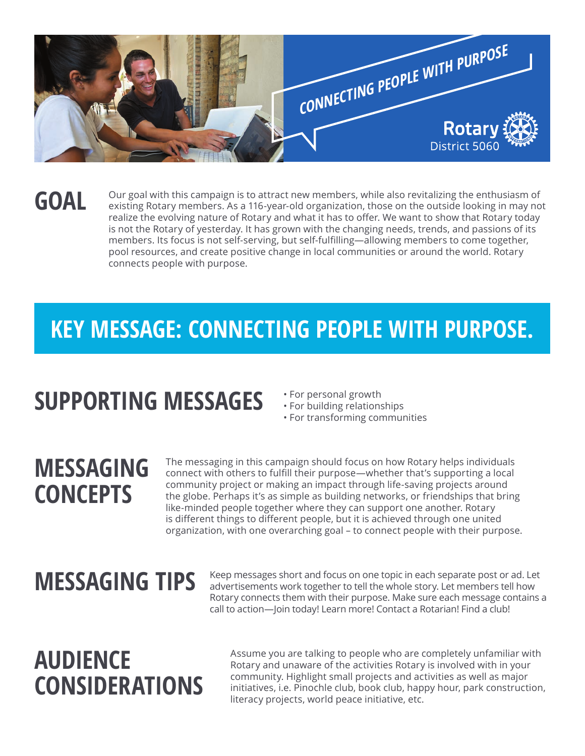CONNECTING PEOPLE WITH PURPOSE

Rotary District 5060

## GOAL

Our goal with this campaign is to attract new members, while also revitalizing the enthusiasm of existing Rotary members. As a 116-year-old organization, those on the outside looking in may not realize the evolving nature of Rotary and what it has to offer. We want to show that Rotary today is not the Rotary of yesterday. It has grown with the changing needs, trends, and passions of its members. Its focus is not self-serving, but self-fulfilling—allowing members to come together, pool resources, and create positive change in local communities or around the world. Rotary connects people with purpose.

## KEY MESSAGE: CONNECTING PEOPLE WITH PURPOSE.

## SUPPORTING MESSAGES

- For personal growth
- For building relationships
- For transforming communities

## MESSAGING CONCEPTS

The messaging in this campaign should focus on how Rotary helps individuals connect with others to fulfill their purpose—whether that's supporting a local community project or making an impact through life-saving projects around the globe. Perhaps it's as simple as building networks, or friendships that bring like-minded people together where they can support one another. Rotary is different things to different people, but it is achieved through one united organization, with one overarching goal – to connect people with their purpose.

## MESSAGING TIPS

Keep messages short and focus on one topic in each separate post or ad. Let advertisements work together to tell the whole story. Let members tell how Rotary connects them with their purpose. Make sure each message contains a call to action—Join today! Learn more! Contact a Rotarian! Find a club!

## AUDIENCE CONSIDERATIONS

Assume you are talking to people who are completely unfamiliar with Rotary and unaware of the activities Rotary is involved with in your community. Highlight small projects and activities as well as major initiatives, i.e. Pinochle club, book club, happy hour, park construction, literacy projects, world peace initiative, etc.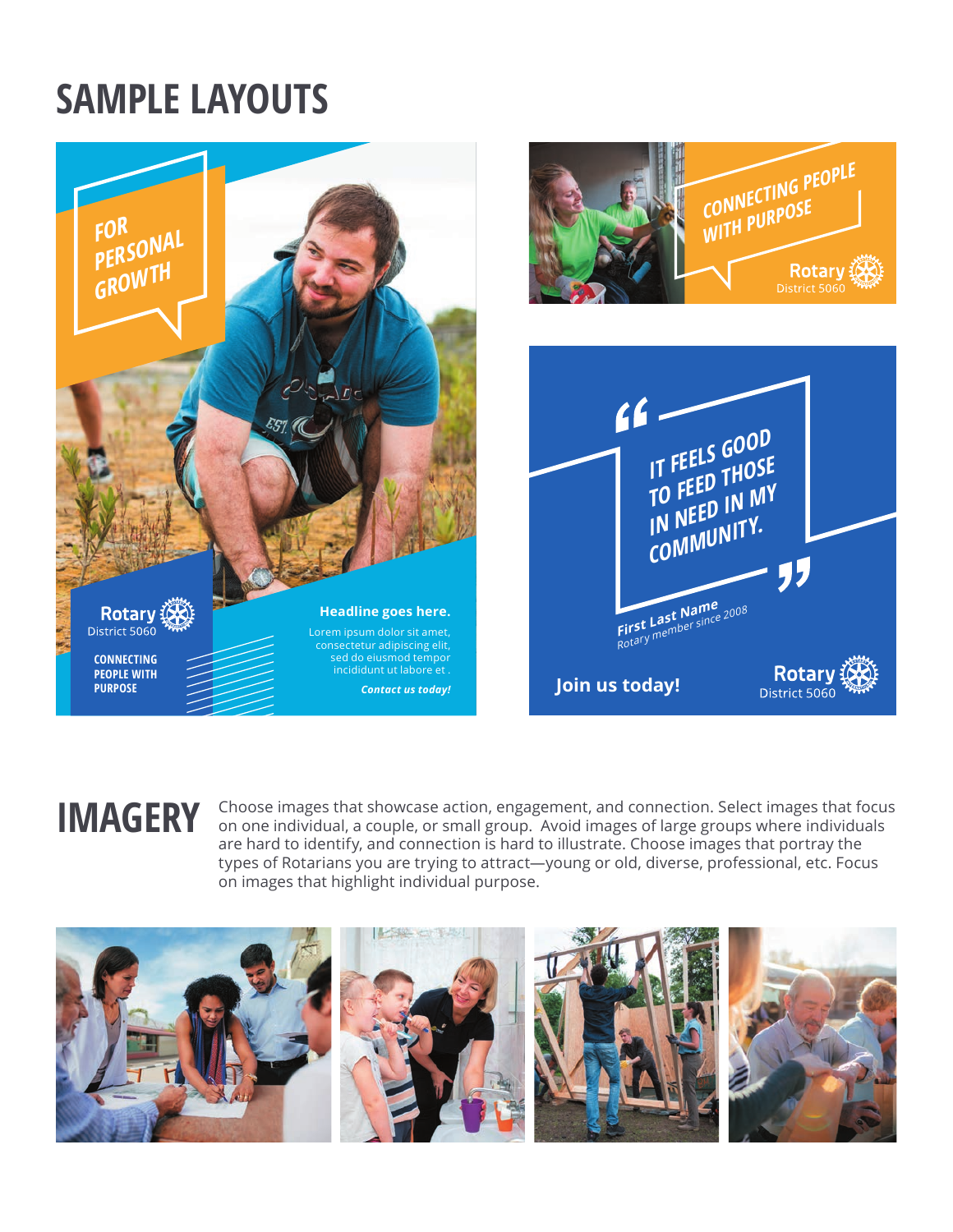# SAMPLE LAYOUTS

FOR PERSONAL GROWTH

Rotary
District 5060

CONNECTING PEOPLE WITH PURPOSE

**Headline goes here.**

Lorem ipsum dolor sit amet, consectetur adipiscing elit, sed do eiusmod tempor incididunt ut labore et .

***Contact us today!***

CONNECTING PEOPLE WITH PURPOSE

Rotary
District 5060

“IT FEELS GOOD TO FEED THOSE IN NEED IN MY COMMUNITY.”

**First Last Name**
*Rotary member since 2008*

**Join us today!**

Rotary
District 5060

# IMAGERY

Choose images that showcase action, engagement, and connection. Select images that focus on one individual, a couple, or small group. Avoid images of large groups where individuals are hard to identify, and connection is hard to illustrate. Choose images that portray the types of Rotarians you are trying to attract—young or old, diverse, professional, etc. Focus on images that highlight individual purpose.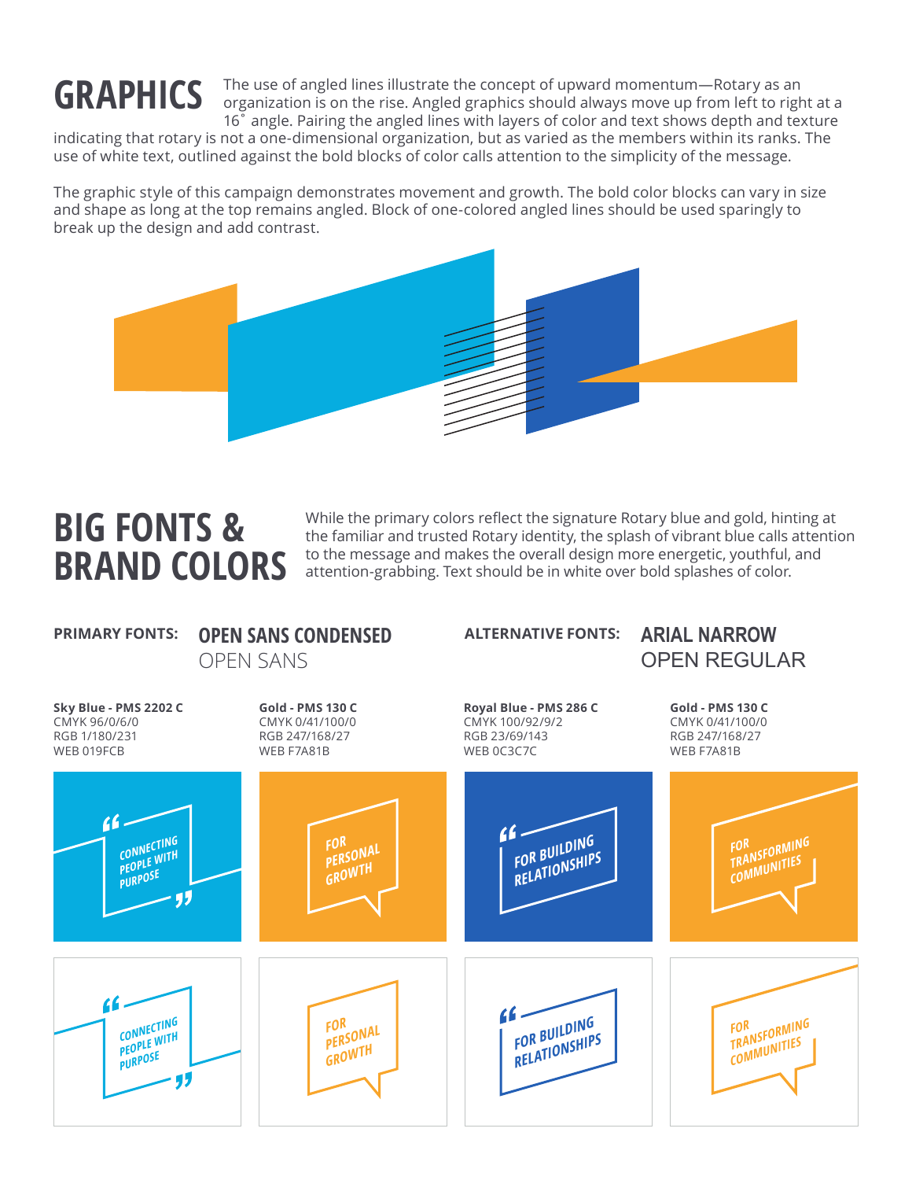# GRAPHICS

The use of angled lines illustrate the concept of upward momentum—Rotary as an organization is on the rise. Angled graphics should always move up from left to right at a 16˚ angle. Pairing the angled lines with layers of color and text shows depth and texture indicating that rotary is not a one-dimensional organization, but as varied as the members within its ranks. The use of white text, outlined against the bold blocks of color calls attention to the simplicity of the message.

The graphic style of this campaign demonstrates movement and growth. The bold color blocks can vary in size and shape as long at the top remains angled. Block of one-colored angled lines should be used sparingly to break up the design and add contrast.

# BIG FONTS & BRAND COLORS

While the primary colors reflect the signature Rotary blue and gold, hinting at the familiar and trusted Rotary identity, the splash of vibrant blue calls attention to the message and makes the overall design more energetic, youthful, and attention-grabbing. Text should be in white over bold splashes of color.

**PRIMARY FONTS:** OPEN SANS CONDENSED, OPEN SANS

**ALTERNATIVE FONTS:** ARIAL NARROW, OPEN REGULAR

| **Sky Blue - PMS 2202 C** | **Gold - PMS 130 C** | **Royal Blue - PMS 286 C** | **Gold - PMS 130 C** |
|---|---|---|---|
| CMYK 96/0/6/0 | CMYK 0/41/100/0 | CMYK 100/92/9/2 | CMYK 0/41/100/0 |
| RGB 1/180/231 | RGB 247/168/27 | RGB 23/69/143 | RGB 247/168/27 |
| WEB 019FCB | WEB F7A81B | WEB 0C3C7C | WEB F7A81B |

“CONNECTING PEOPLE WITH PURPOSE”

FOR PERSONAL GROWTH

“FOR BUILDING RELATIONSHIPS

FOR TRANSFORMING COMMUNITIES

“CONNECTING PEOPLE WITH PURPOSE”

FOR PERSONAL GROWTH

“FOR BUILDING RELATIONSHIPS

FOR TRANSFORMING COMMUNITIES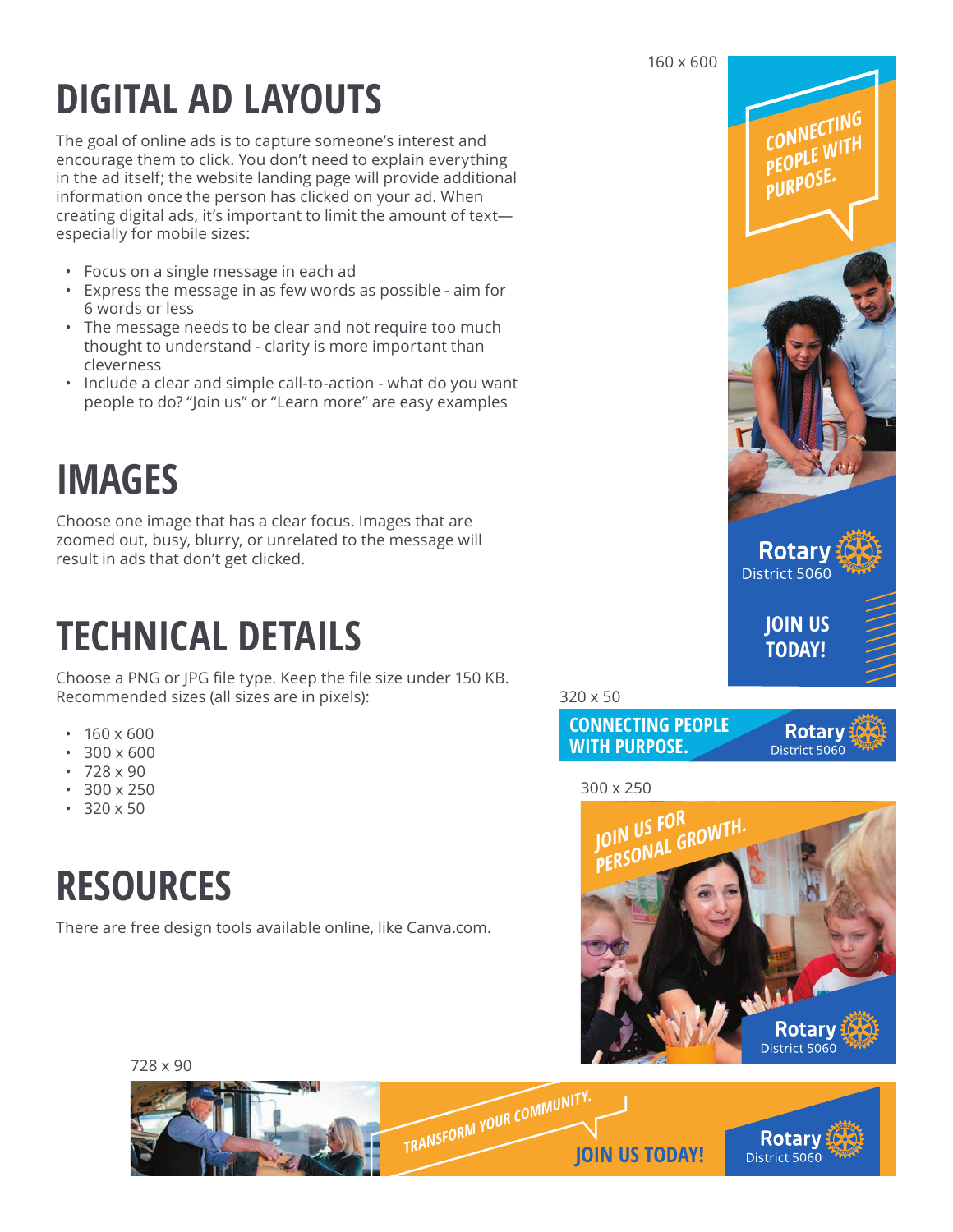# DIGITAL AD LAYOUTS

The goal of online ads is to capture someone's interest and encourage them to click. You don't need to explain everything in the ad itself; the website landing page will provide additional information once the person has clicked on your ad. When creating digital ads, it's important to limit the amount of text—especially for mobile sizes:

- Focus on a single message in each ad
- Express the message in as few words as possible - aim for 6 words or less
- The message needs to be clear and not require too much thought to understand - clarity is more important than cleverness
- Include a clear and simple call-to-action - what do you want people to do? "Join us" or "Learn more" are easy examples

# IMAGES

Choose one image that has a clear focus. Images that are zoomed out, busy, blurry, or unrelated to the message will result in ads that don't get clicked.

# TECHNICAL DETAILS

Choose a PNG or JPG file type. Keep the file size under 150 KB. Recommended sizes (all sizes are in pixels):

- 160 x 600
- 300 x 600
- 728 x 90
- 300 x 250
- 320 x 50

# RESOURCES

There are free design tools available online, like Canva.com.

160 x 600

CONNECTING PEOPLE WITH PURPOSE.

Rotary District 5060

JOIN US TODAY!

320 x 50

CONNECTING PEOPLE WITH PURPOSE.

Rotary District 5060

300 x 250

JOIN US FOR PERSONAL GROWTH.

Rotary District 5060

728 x 90

TRANSFORM YOUR COMMUNITY.

JOIN US TODAY!

Rotary District 5060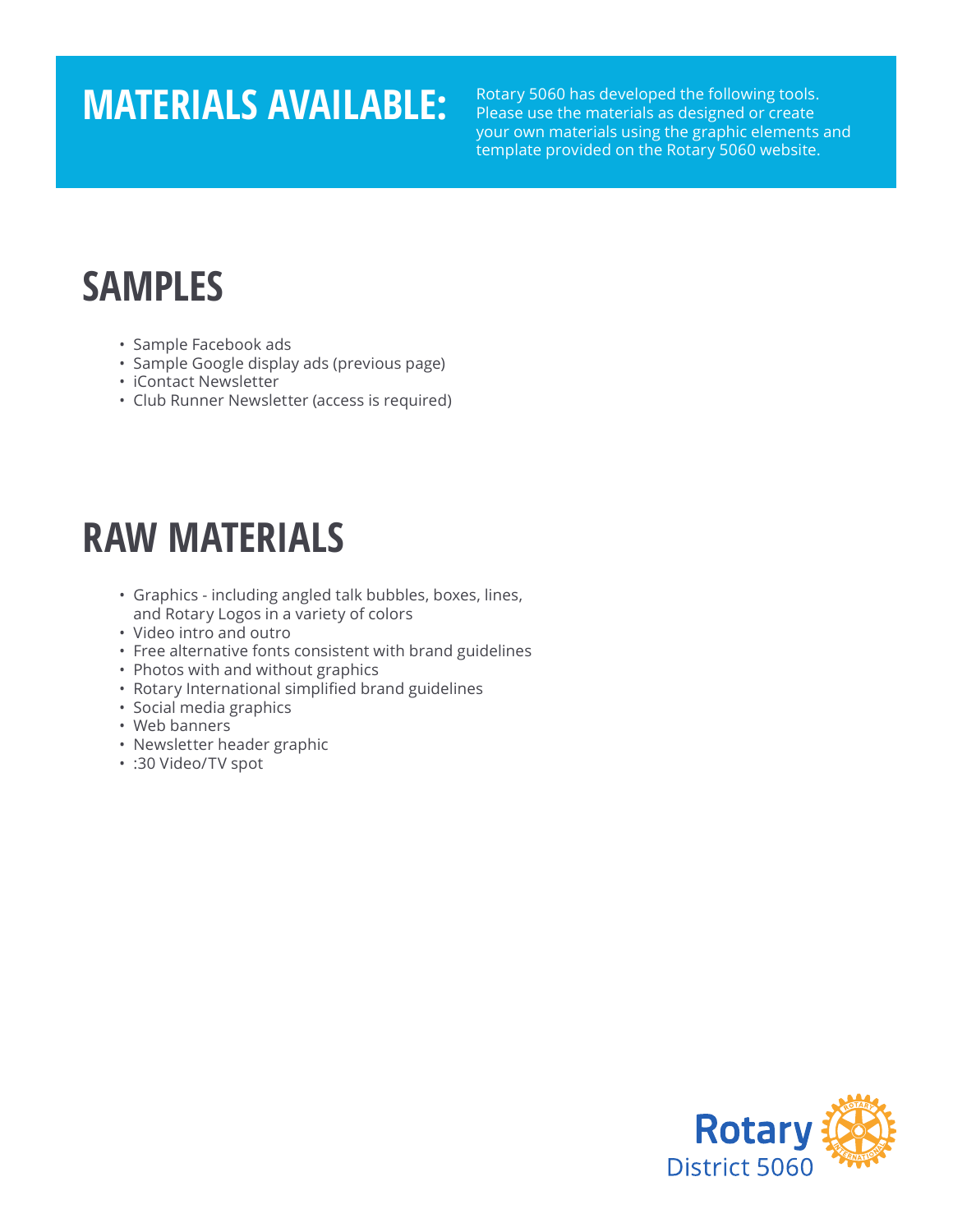# MATERIALS AVAILABLE:

Rotary 5060 has developed the following tools. Please use the materials as designed or create your own materials using the graphic elements and template provided on the Rotary 5060 website.

## SAMPLES

- Sample Facebook ads
- Sample Google display ads (previous page)
- iContact Newsletter
- Club Runner Newsletter (access is required)

## RAW MATERIALS

- Graphics - including angled talk bubbles, boxes, lines, and Rotary Logos in a variety of colors
- Video intro and outro
- Free alternative fonts consistent with brand guidelines
- Photos with and without graphics
- Rotary International simplified brand guidelines
- Social media graphics
- Web banners
- Newsletter header graphic
- :30 Video/TV spot

Rotary
District 5060